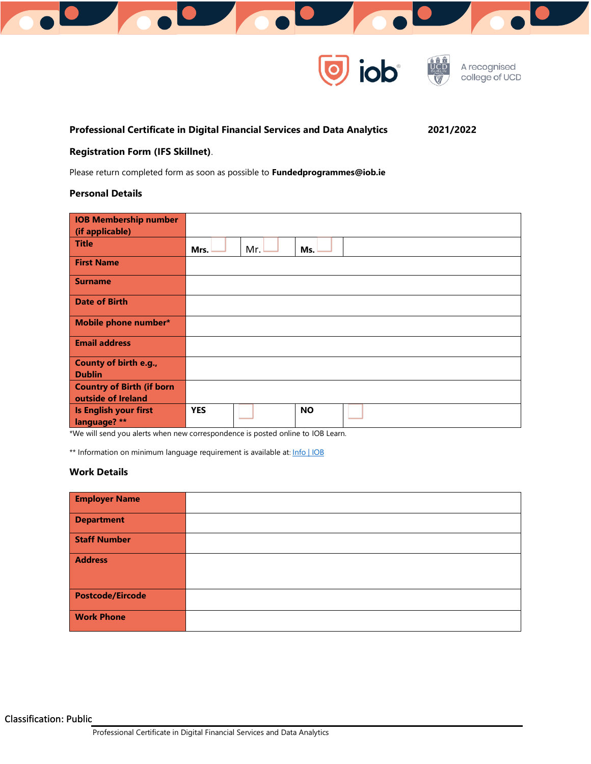**Professional Certificate in Digital Financial Services and Data Analytics 2021/2022**

**Registration Form (IFS Skillnet)**.

Please return completed form as soon as possible to **Fundedprogrammes@iob.ie**

## Personal Details

| | | | | |
|---|---|---|---|---|
| **IOB Membership number (if applicable)** | | | | |
| **Title** | **Mrs.** ☐ | Mr. ☐ | **Ms.** ☐ | |
| **First Name** | | | | |
| **Surname** | | | | |
| **Date of Birth** | | | | |
| **Mobile phone number*** | | | | |
| **Email address** | | | | |
| **County of birth e.g., Dublin** | | | | |
| **Country of Birth (if born outside of Ireland** | | | | |
| **Is English your first language? **** | **YES** | ☐ | **NO** | ☐ |

*We will send you alerts when new correspondence is posted online to IOB Learn.

** Information on minimum language requirement is available at: Info | IOB

## Work Details

| | |
|---|---|
| **Employer Name** | |
| **Department** | |
| **Staff Number** | |
| **Address** | |
| **Postcode/Eircode** | |
| **Work Phone** | |

Classification: Public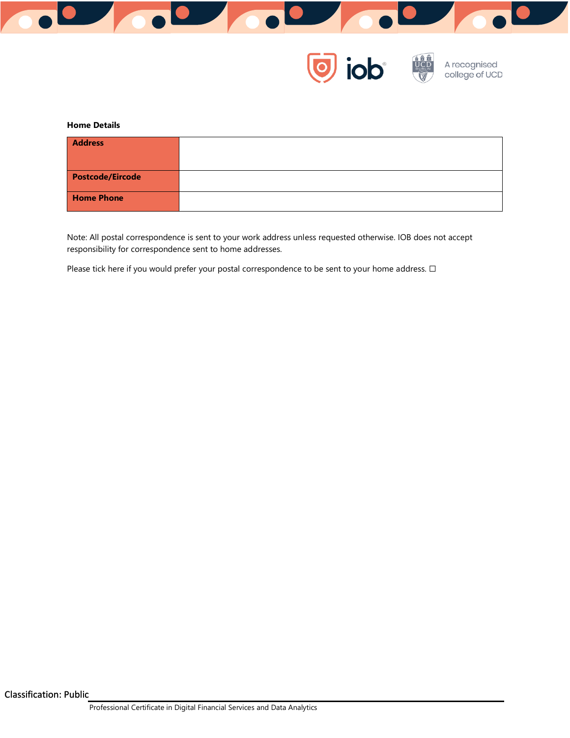**Home Details**

| Address | |
|---|---|
| Postcode/Eircode | |
| Home Phone | |

Note: All postal correspondence is sent to your work address unless requested otherwise. IOB does not accept responsibility for correspondence sent to home addresses.

Please tick here if you would prefer your postal correspondence to be sent to your home address. ☐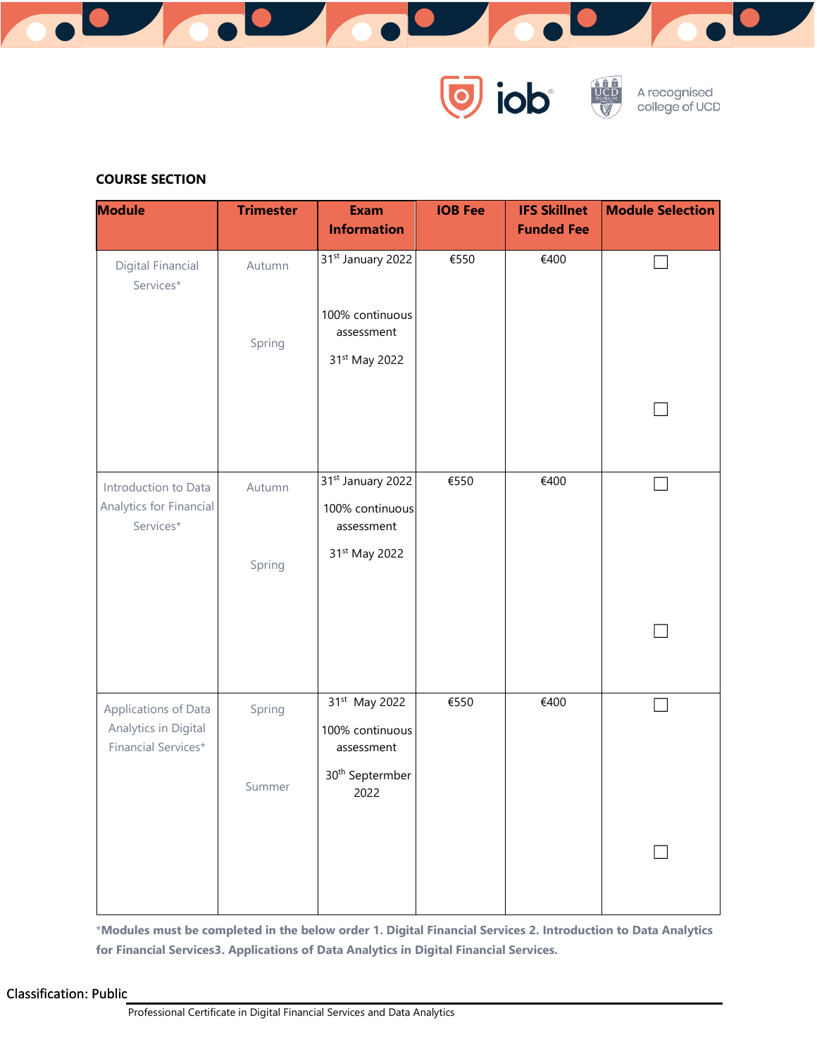**COURSE SECTION**

| Module | Trimester | Exam Information | IOB Fee | IFS Skillnet Funded Fee | Module Selection |
|---|---|---|---|---|---|
| Digital Financial Services* | Autumn<br><br>Spring | 31st January 2022<br><br>100% continuous assessment<br><br>31st May 2022 | €550 | €400 | ☐<br><br>☐ |
| Introduction to Data Analytics for Financial Services* | Autumn<br><br>Spring | 31st January 2022<br><br>100% continuous assessment<br><br>31st May 2022 | €550 | €400 | ☐<br><br>☐ |
| Applications of Data Analytics in Digital Financial Services* | Spring<br><br>Summer | 31st May 2022<br><br>100% continuous assessment<br><br>30th Septermber 2022 | €550 | €400 | ☐<br><br>☐ |

***Modules must be completed in the below order 1. Digital Financial Services 2. Introduction to Data Analytics for Financial Services3. Applications of Data Analytics in Digital Financial Services.**

Classification: Public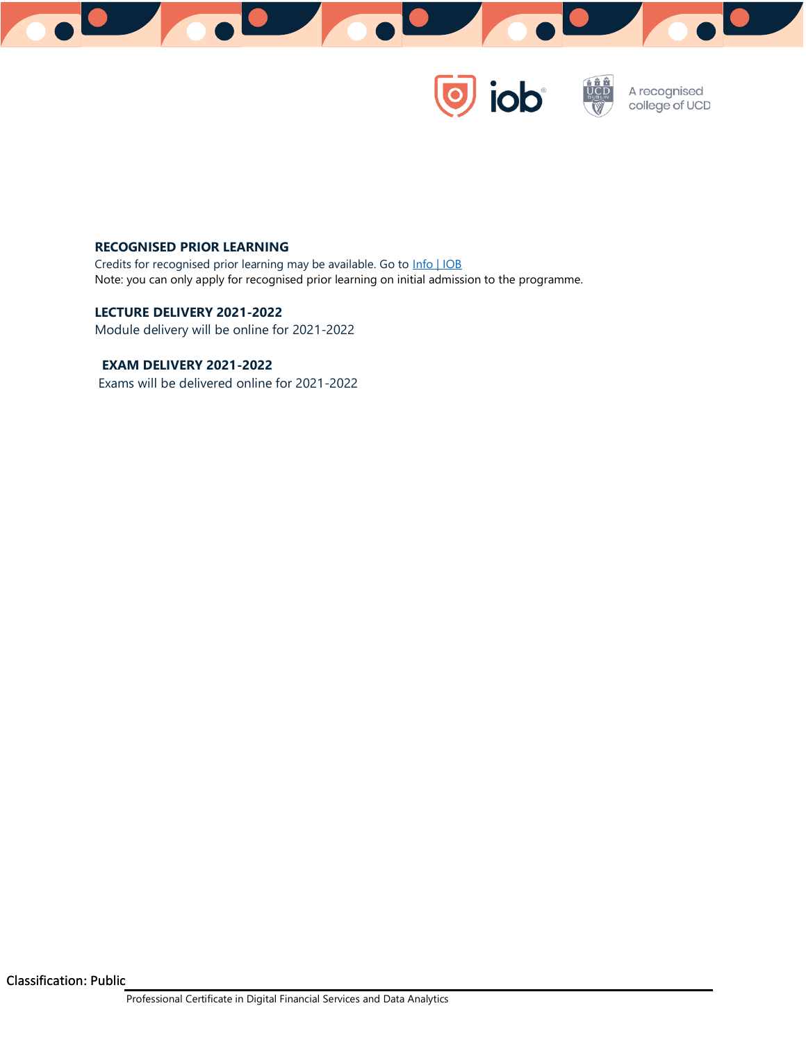## RECOGNISED PRIOR LEARNING

Credits for recognised prior learning may be available. Go to [Info | IOB](Info | IOB)

Note: you can only apply for recognised prior learning on initial admission to the programme.

## LECTURE DELIVERY 2021-2022

Module delivery will be online for 2021-2022

## EXAM DELIVERY 2021-2022

Exams will be delivered online for 2021-2022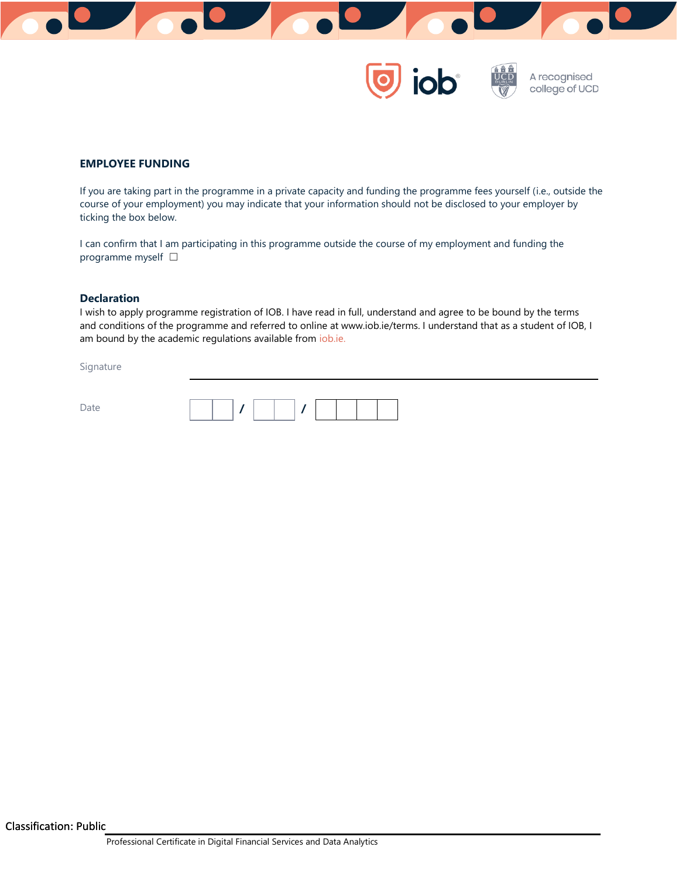## EMPLOYEE FUNDING

If you are taking part in the programme in a private capacity and funding the programme fees yourself (i.e., outside the course of your employment) you may indicate that your information should not be disclosed to your employer by ticking the box below.

I can confirm that I am participating in this programme outside the course of my employment and funding the programme myself ☐

### Declaration

I wish to apply programme registration of IOB. I have read in full, understand and agree to be bound by the terms and conditions of the programme and referred to online at www.iob.ie/terms. I understand that as a student of IOB, I am bound by the academic regulations available from iob.ie.

Signature ______________________________

Date [ | ] / [ | ] / [ | | | ]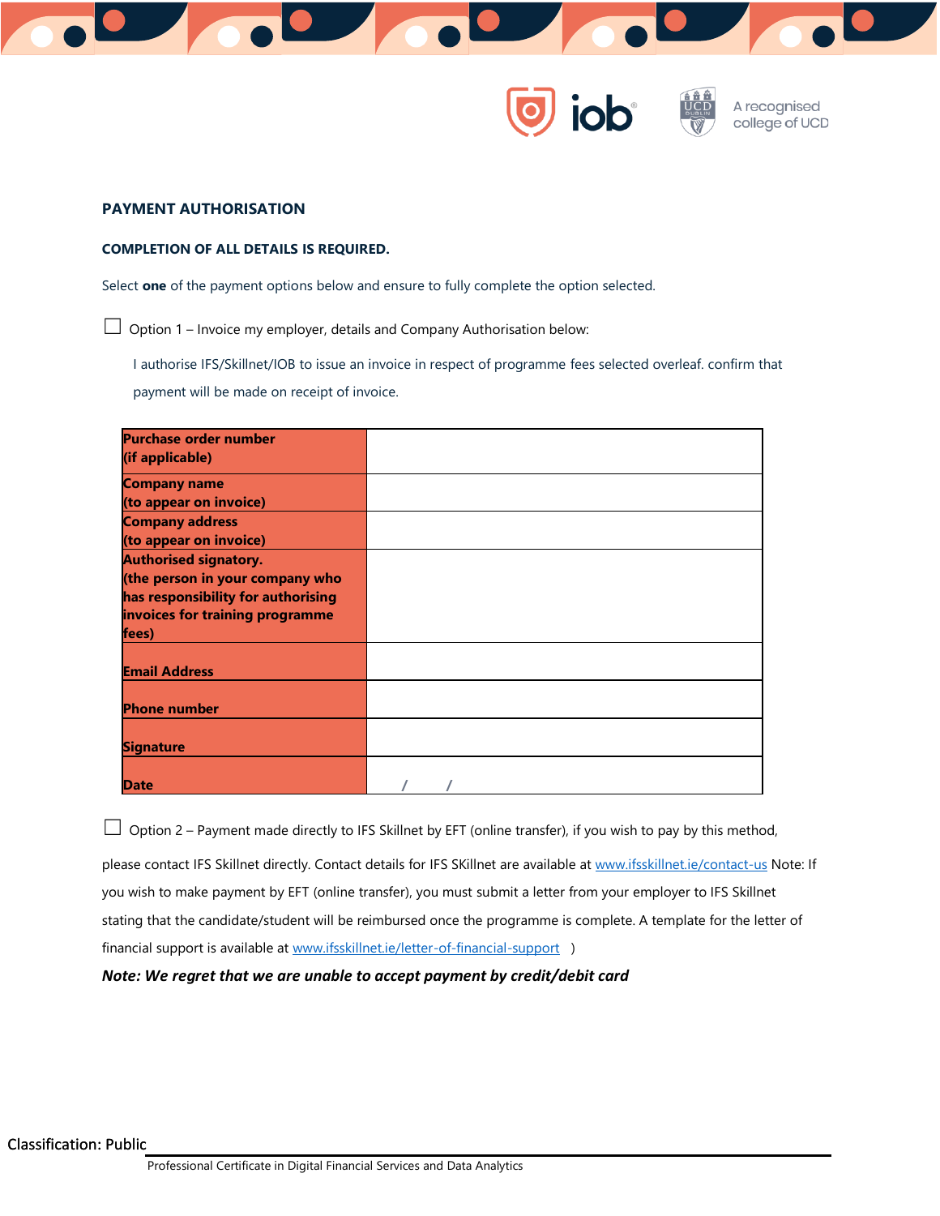## PAYMENT AUTHORISATION

**COMPLETION OF ALL DETAILS IS REQUIRED.**

Select **one** of the payment options below and ensure to fully complete the option selected.

☐ Option 1 – Invoice my employer, details and Company Authorisation below:

I authorise IFS/Skillnet/IOB to issue an invoice in respect of programme fees selected overleaf. confirm that payment will be made on receipt of invoice.

| | |
|---|---|
| **Purchase order number (if applicable)** | |
| **Company name (to appear on invoice)** | |
| **Company address (to appear on invoice)** | |
| **Authorised signatory. (the person in your company who has responsibility for authorising invoices for training programme fees)** | |
| **Email Address** | |
| **Phone number** | |
| **Signature** | |
| **Date** | / / |

☐ Option 2 – Payment made directly to IFS Skillnet by EFT (online transfer), if you wish to pay by this method, please contact IFS Skillnet directly. Contact details for IFS SKillnet are available at www.ifsskillnet.ie/contact-us Note: If you wish to make payment by EFT (online transfer), you must submit a letter from your employer to IFS Skillnet stating that the candidate/student will be reimbursed once the programme is complete. A template for the letter of financial support is available at www.ifsskillnet.ie/letter-of-financial-support )

***Note: We regret that we are unable to accept payment by credit/debit card***

Classification: Public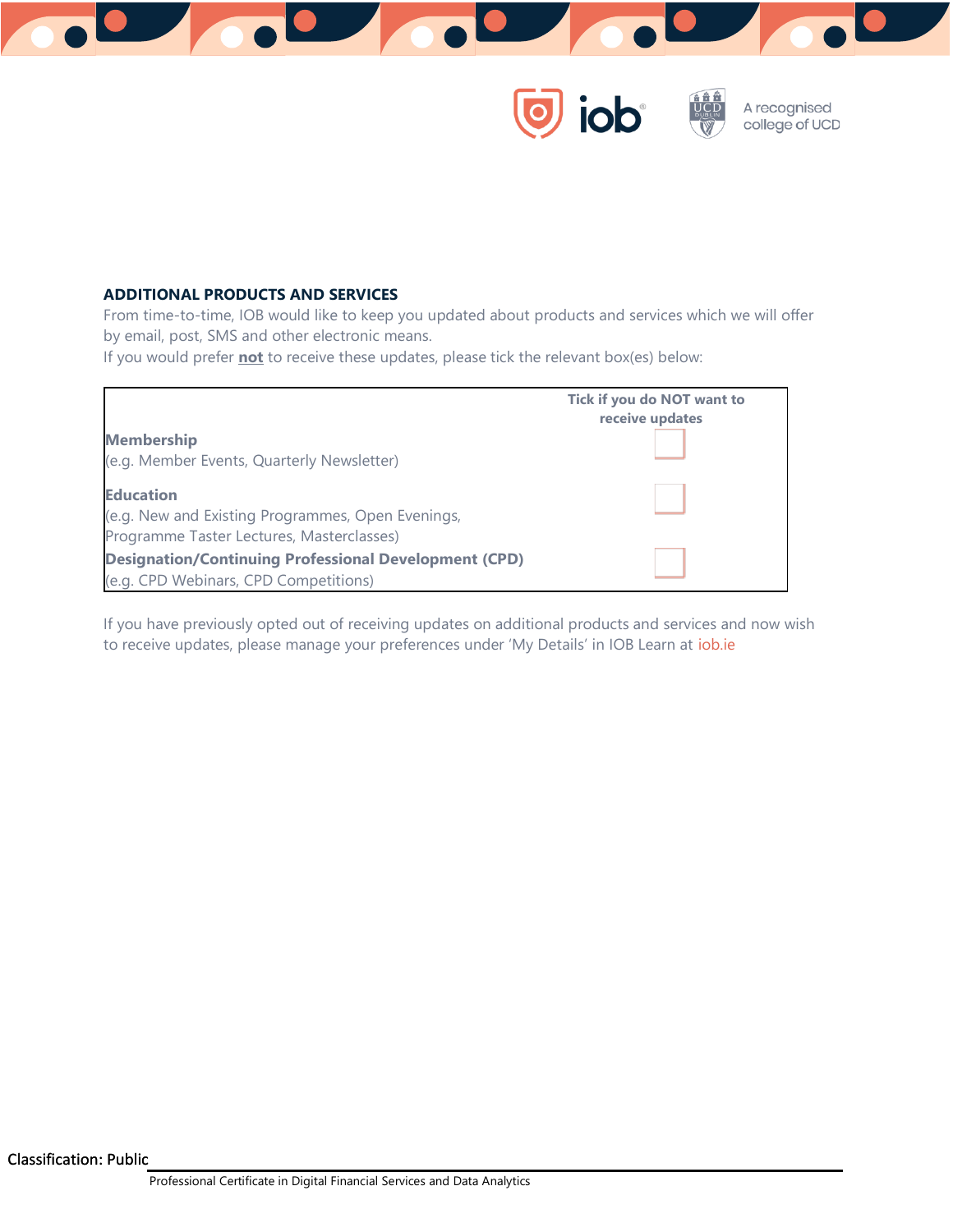## ADDITIONAL PRODUCTS AND SERVICES

From time-to-time, IOB would like to keep you updated about products and services which we will offer by email, post, SMS and other electronic means.
If you would prefer **not** to receive these updates, please tick the relevant box(es) below:

| | Tick if you do NOT want to receive updates |
|---|---|
| **Membership**<br>(e.g. Member Events, Quarterly Newsletter) | ☐ |
| **Education**<br>(e.g. New and Existing Programmes, Open Evenings, Programme Taster Lectures, Masterclasses) | ☐ |
| **Designation/Continuing Professional Development (CPD)**<br>(e.g. CPD Webinars, CPD Competitions) | ☐ |

If you have previously opted out of receiving updates on additional products and services and now wish to receive updates, please manage your preferences under 'My Details' in IOB Learn at iob.ie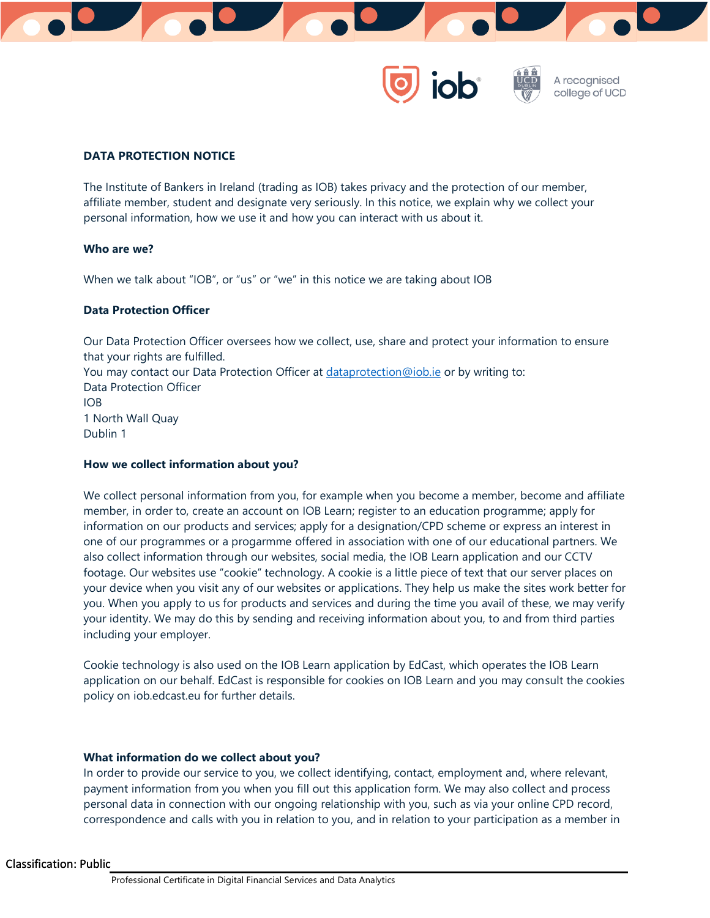**DATA PROTECTION NOTICE**

The Institute of Bankers in Ireland (trading as IOB) takes privacy and the protection of our member, affiliate member, student and designate very seriously. In this notice, we explain why we collect your personal information, how we use it and how you can interact with us about it.

**Who are we?**

When we talk about "IOB", or "us" or "we" in this notice we are taking about IOB

**Data Protection Officer**

Our Data Protection Officer oversees how we collect, use, share and protect your information to ensure that your rights are fulfilled.
You may contact our Data Protection Officer at dataprotection@iob.ie or by writing to:
Data Protection Officer
IOB
1 North Wall Quay
Dublin 1

**How we collect information about you?**

We collect personal information from you, for example when you become a member, become and affiliate member, in order to, create an account on IOB Learn; register to an education programme; apply for information on our products and services; apply for a designation/CPD scheme or express an interest in one of our programmes or a progarmme offered in association with one of our educational partners. We also collect information through our websites, social media, the IOB Learn application and our CCTV footage. Our websites use "cookie" technology. A cookie is a little piece of text that our server places on your device when you visit any of our websites or applications. They help us make the sites work better for you. When you apply to us for products and services and during the time you avail of these, we may verify your identity. We may do this by sending and receiving information about you, to and from third parties including your employer.

Cookie technology is also used on the IOB Learn application by EdCast, which operates the IOB Learn application on our behalf. EdCast is responsible for cookies on IOB Learn and you may consult the cookies policy on iob.edcast.eu for further details.

**What information do we collect about you?**

In order to provide our service to you, we collect identifying, contact, employment and, where relevant, payment information from you when you fill out this application form. We may also collect and process personal data in connection with our ongoing relationship with you, such as via your online CPD record, correspondence and calls with you in relation to you, and in relation to your participation as a member in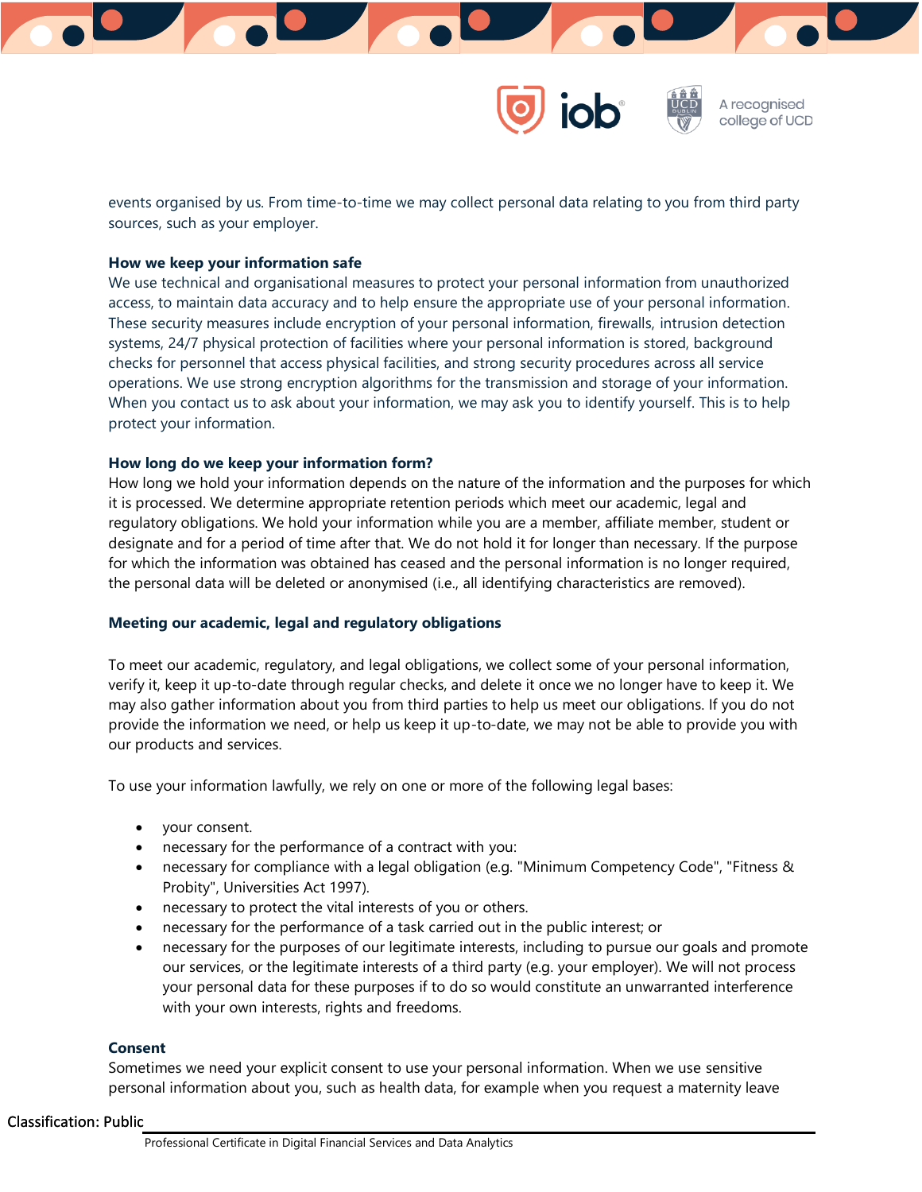events organised by us. From time-to-time we may collect personal data relating to you from third party sources, such as your employer.

**How we keep your information safe**

We use technical and organisational measures to protect your personal information from unauthorized access, to maintain data accuracy and to help ensure the appropriate use of your personal information. These security measures include encryption of your personal information, firewalls, intrusion detection systems, 24/7 physical protection of facilities where your personal information is stored, background checks for personnel that access physical facilities, and strong security procedures across all service operations. We use strong encryption algorithms for the transmission and storage of your information. When you contact us to ask about your information, we may ask you to identify yourself. This is to help protect your information.

**How long do we keep your information form?**

How long we hold your information depends on the nature of the information and the purposes for which it is processed. We determine appropriate retention periods which meet our academic, legal and regulatory obligations. We hold your information while you are a member, affiliate member, student or designate and for a period of time after that. We do not hold it for longer than necessary. If the purpose for which the information was obtained has ceased and the personal information is no longer required, the personal data will be deleted or anonymised (i.e., all identifying characteristics are removed).

**Meeting our academic, legal and regulatory obligations**

To meet our academic, regulatory, and legal obligations, we collect some of your personal information, verify it, keep it up-to-date through regular checks, and delete it once we no longer have to keep it. We may also gather information about you from third parties to help us meet our obligations. If you do not provide the information we need, or help us keep it up-to-date, we may not be able to provide you with our products and services.

To use your information lawfully, we rely on one or more of the following legal bases:

- your consent.
- necessary for the performance of a contract with you:
- necessary for compliance with a legal obligation (e.g. "Minimum Competency Code", "Fitness & Probity", Universities Act 1997).
- necessary to protect the vital interests of you or others.
- necessary for the performance of a task carried out in the public interest; or
- necessary for the purposes of our legitimate interests, including to pursue our goals and promote our services, or the legitimate interests of a third party (e.g. your employer). We will not process your personal data for these purposes if to do so would constitute an unwarranted interference with your own interests, rights and freedoms.

**Consent**

Sometimes we need your explicit consent to use your personal information. When we use sensitive personal information about you, such as health data, for example when you request a maternity leave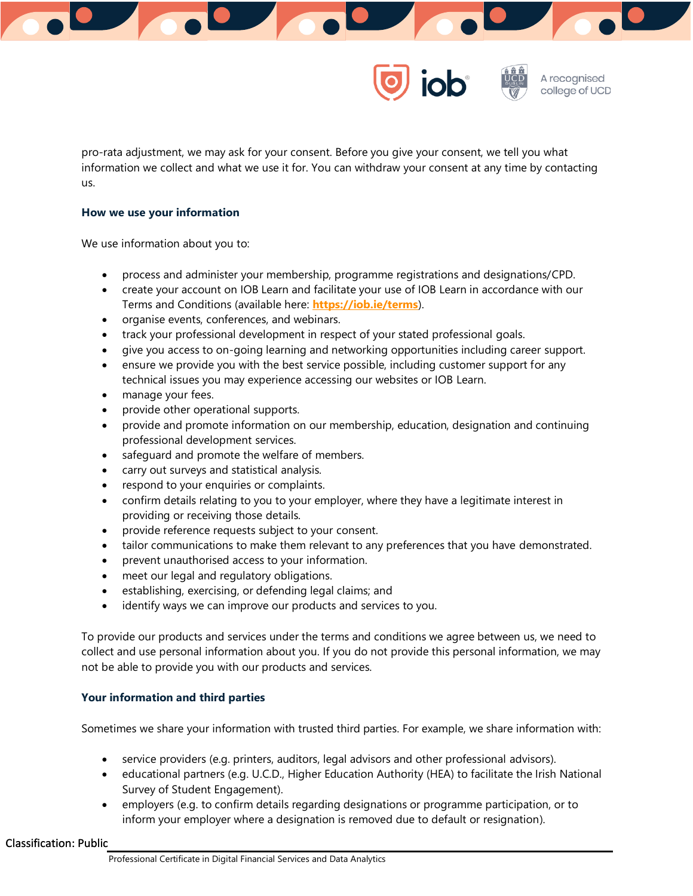pro-rata adjustment, we may ask for your consent. Before you give your consent, we tell you what information we collect and what we use it for. You can withdraw your consent at any time by contacting us.

### How we use your information

We use information about you to:

- process and administer your membership, programme registrations and designations/CPD.
- create your account on IOB Learn and facilitate your use of IOB Learn in accordance with our Terms and Conditions (available here: **https://iob.ie/terms**).
- organise events, conferences, and webinars.
- track your professional development in respect of your stated professional goals.
- give you access to on-going learning and networking opportunities including career support.
- ensure we provide you with the best service possible, including customer support for any technical issues you may experience accessing our websites or IOB Learn.
- manage your fees.
- provide other operational supports.
- provide and promote information on our membership, education, designation and continuing professional development services.
- safeguard and promote the welfare of members.
- carry out surveys and statistical analysis.
- respond to your enquiries or complaints.
- confirm details relating to you to your employer, where they have a legitimate interest in providing or receiving those details.
- provide reference requests subject to your consent.
- tailor communications to make them relevant to any preferences that you have demonstrated.
- prevent unauthorised access to your information.
- meet our legal and regulatory obligations.
- establishing, exercising, or defending legal claims; and
- identify ways we can improve our products and services to you.

To provide our products and services under the terms and conditions we agree between us, we need to collect and use personal information about you. If you do not provide this personal information, we may not be able to provide you with our products and services.

### Your information and third parties

Sometimes we share your information with trusted third parties. For example, we share information with:

- service providers (e.g. printers, auditors, legal advisors and other professional advisors).
- educational partners (e.g. U.C.D., Higher Education Authority (HEA) to facilitate the Irish National Survey of Student Engagement).
- employers (e.g. to confirm details regarding designations or programme participation, or to inform your employer where a designation is removed due to default or resignation).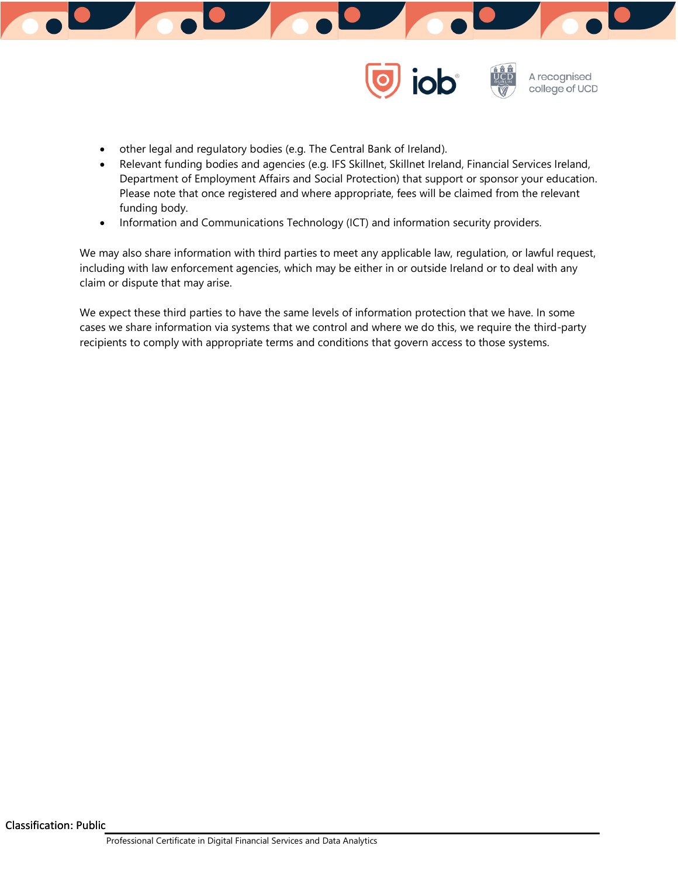- other legal and regulatory bodies (e.g. The Central Bank of Ireland).
- Relevant funding bodies and agencies (e.g. IFS Skillnet, Skillnet Ireland, Financial Services Ireland, Department of Employment Affairs and Social Protection) that support or sponsor your education. Please note that once registered and where appropriate, fees will be claimed from the relevant funding body.
- Information and Communications Technology (ICT) and information security providers.

We may also share information with third parties to meet any applicable law, regulation, or lawful request, including with law enforcement agencies, which may be either in or outside Ireland or to deal with any claim or dispute that may arise.

We expect these third parties to have the same levels of information protection that we have. In some cases we share information via systems that we control and where we do this, we require the third-party recipients to comply with appropriate terms and conditions that govern access to those systems.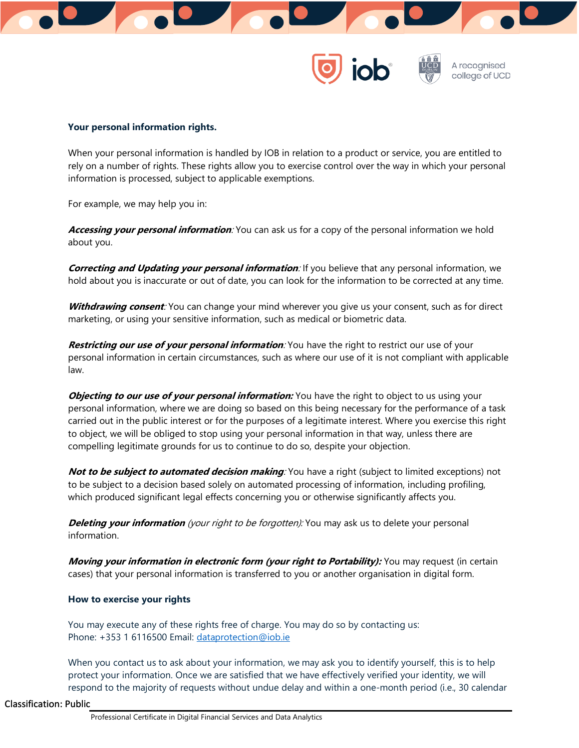**Your personal information rights.**

When your personal information is handled by IOB in relation to a product or service, you are entitled to rely on a number of rights. These rights allow you to exercise control over the way in which your personal information is processed, subject to applicable exemptions.

For example, we may help you in:

***Accessing your personal information**:* You can ask us for a copy of the personal information we hold about you.

***Correcting and Updating your personal information**:* If you believe that any personal information, we hold about you is inaccurate or out of date, you can look for the information to be corrected at any time.

***Withdrawing consent**:* You can change your mind wherever you give us your consent, such as for direct marketing, or using your sensitive information, such as medical or biometric data.

***Restricting our use of your personal information**:* You have the right to restrict our use of your personal information in certain circumstances, such as where our use of it is not compliant with applicable law.

***Objecting to our use of your personal information:*** You have the right to object to us using your personal information, where we are doing so based on this being necessary for the performance of a task carried out in the public interest or for the purposes of a legitimate interest. Where you exercise this right to object, we will be obliged to stop using your personal information in that way, unless there are compelling legitimate grounds for us to continue to do so, despite your objection.

***Not to be subject to automated decision making**:* You have a right (subject to limited exceptions) not to be subject to a decision based solely on automated processing of information, including profiling, which produced significant legal effects concerning you or otherwise significantly affects you.

***Deleting your information*** *(your right to be forgotten):* You may ask us to delete your personal information.

***Moving your information in electronic form (your right to Portability):*** You may request (in certain cases) that your personal information is transferred to you or another organisation in digital form.

**How to exercise your rights**

You may execute any of these rights free of charge. You may do so by contacting us:
Phone: +353 1 6116500 Email: dataprotection@iob.ie

When you contact us to ask about your information, we may ask you to identify yourself, this is to help protect your information. Once we are satisfied that we have effectively verified your identity, we will respond to the majority of requests without undue delay and within a one-month period (i.e., 30 calendar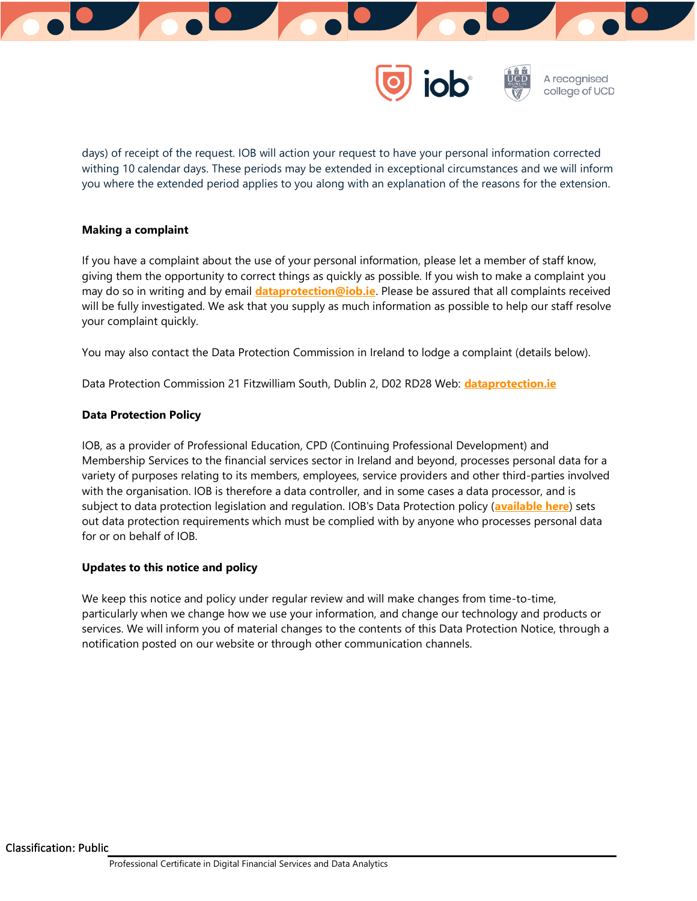days) of receipt of the request. IOB will action your request to have your personal information corrected withing 10 calendar days. These periods may be extended in exceptional circumstances and we will inform you where the extended period applies to you along with an explanation of the reasons for the extension.

**Making a complaint**

If you have a complaint about the use of your personal information, please let a member of staff know, giving them the opportunity to correct things as quickly as possible. If you wish to make a complaint you may do so in writing and by email **dataprotection@iob.ie**. Please be assured that all complaints received will be fully investigated. We ask that you supply as much information as possible to help our staff resolve your complaint quickly.

You may also contact the Data Protection Commission in Ireland to lodge a complaint (details below).

Data Protection Commission 21 Fitzwilliam South, Dublin 2, D02 RD28 Web: **dataprotection.ie**

**Data Protection Policy**

IOB, as a provider of Professional Education, CPD (Continuing Professional Development) and Membership Services to the financial services sector in Ireland and beyond, processes personal data for a variety of purposes relating to its members, employees, service providers and other third-parties involved with the organisation. IOB is therefore a data controller, and in some cases a data processor, and is subject to data protection legislation and regulation. IOB's Data Protection policy (**available here**) sets out data protection requirements which must be complied with by anyone who processes personal data for or on behalf of IOB.

**Updates to this notice and policy**

We keep this notice and policy under regular review and will make changes from time-to-time, particularly when we change how we use your information, and change our technology and products or services. We will inform you of material changes to the contents of this Data Protection Notice, through a notification posted on our website or through other communication channels.